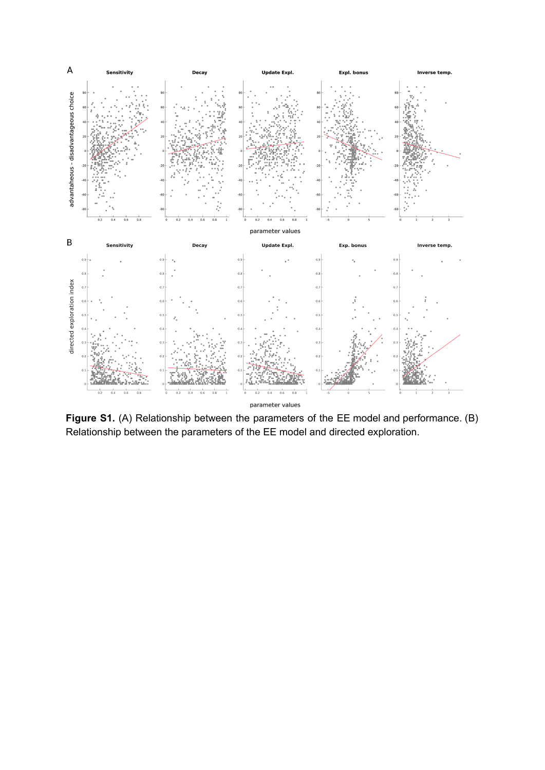**Figure S1.** (A) Relationship between the parameters of the EE model and performance. (B) Relationship between the parameters of the EE model and directed exploration.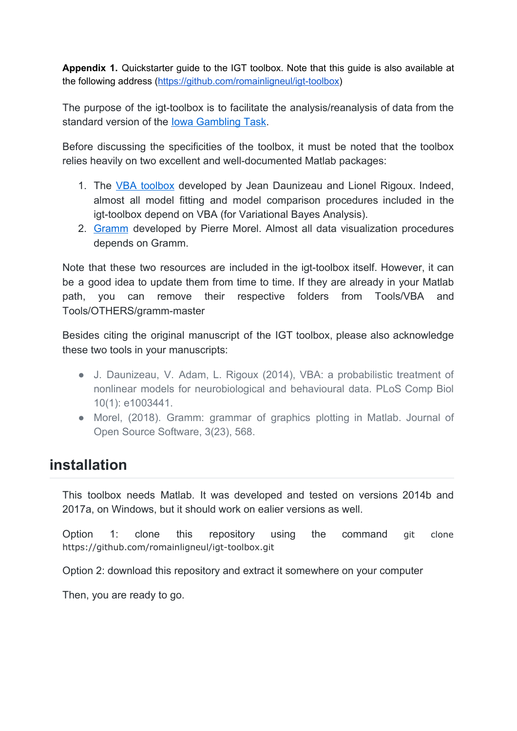**Appendix 1.** Quickstarter guide to the IGT toolbox. Note that this guide is also available at the following address (https://github.com/romainligneul/igt-toolbox)

The purpose of the igt-toolbox is to facilitate the analysis/reanalysis of data from the standard version of the Iowa Gambling Task.

Before discussing the specificities of the toolbox, it must be noted that the toolbox relies heavily on two excellent and well-documented Matlab packages:

1. The VBA toolbox developed by Jean Daunizeau and Lionel Rigoux. Indeed, almost all model fitting and model comparison procedures included in the igt-toolbox depend on VBA (for Variational Bayes Analysis).
2. Gramm developed by Pierre Morel. Almost all data visualization procedures depends on Gramm.

Note that these two resources are included in the igt-toolbox itself. However, it can be a good idea to update them from time to time. If they are already in your Matlab path, you can remove their respective folders from Tools/VBA and Tools/OTHERS/gramm-master

Besides citing the original manuscript of the IGT toolbox, please also acknowledge these two tools in your manuscripts:

- J. Daunizeau, V. Adam, L. Rigoux (2014), VBA: a probabilistic treatment of nonlinear models for neurobiological and behavioural data. PLoS Comp Biol 10(1): e1003441.
- Morel, (2018). Gramm: grammar of graphics plotting in Matlab. Journal of Open Source Software, 3(23), 568.

## installation

This toolbox needs Matlab. It was developed and tested on versions 2014b and 2017a, on Windows, but it should work on ealier versions as well.

Option 1: clone this repository using the command `git clone https://github.com/romainligneul/igt-toolbox.git`

Option 2: download this repository and extract it somewhere on your computer

Then, you are ready to go.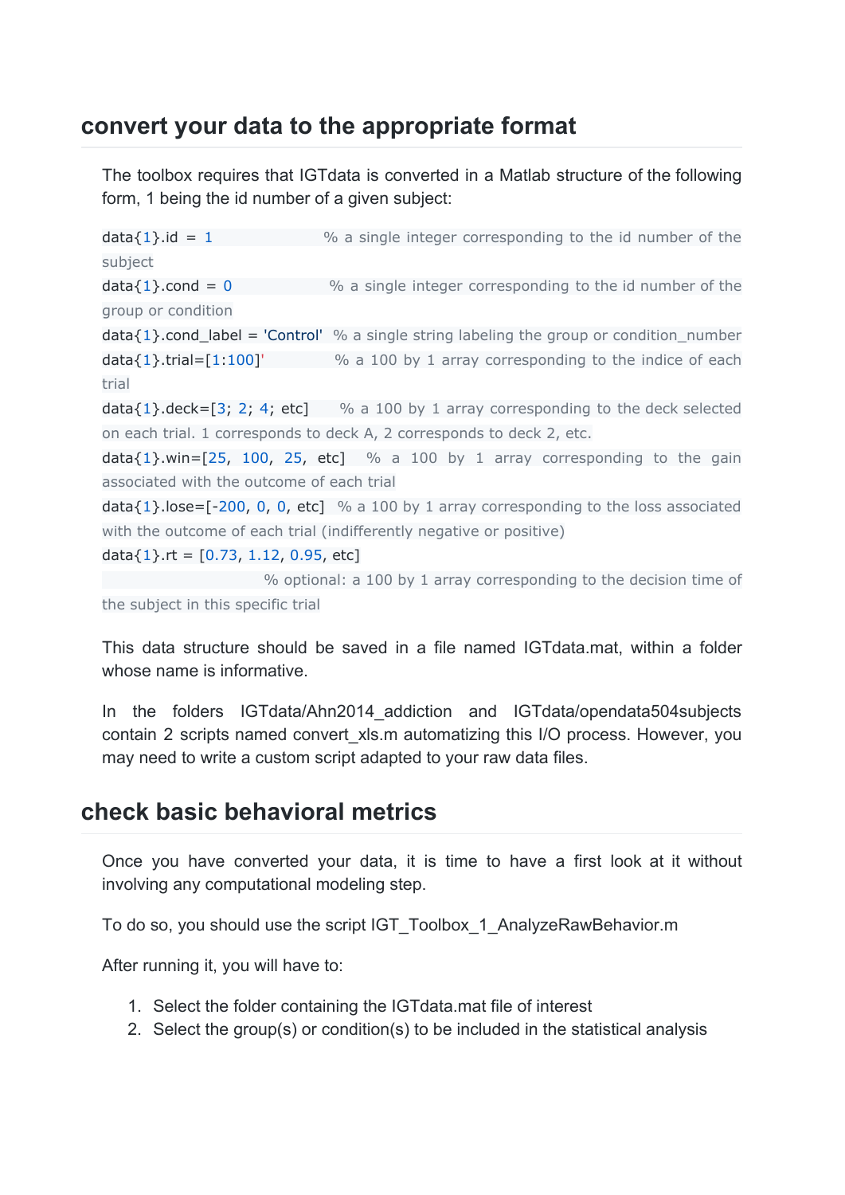## convert your data to the appropriate format

The toolbox requires that IGTdata is converted in a Matlab structure of the following form, 1 being the id number of a given subject:

```
data{1}.id = 1                 % a single integer corresponding to the id number of the subject
data{1}.cond = 0               % a single integer corresponding to the id number of the group or condition
data{1}.cond_label = 'Control' % a single string labeling the group or condition_number
data{1}.trial=[1:100]'         % a 100 by 1 array corresponding to the indice of each trial
data{1}.deck=[3; 2; 4; etc]    % a 100 by 1 array corresponding to the deck selected on each trial. 1 corresponds to deck A, 2 corresponds to deck 2, etc.
data{1}.win=[25, 100, 25, etc] % a 100 by 1 array corresponding to the gain associated with the outcome of each trial
data{1}.lose=[-200, 0, 0, etc] % a 100 by 1 array corresponding to the loss associated with the outcome of each trial (indifferently negative or positive)
data{1}.rt = [0.73, 1.12, 0.95, etc]
                               % optional: a 100 by 1 array corresponding to the decision time of the subject in this specific trial
```

This data structure should be saved in a file named IGTdata.mat, within a folder whose name is informative.

In the folders IGTdata/Ahn2014_addiction and IGTdata/opendata504subjects contain 2 scripts named convert_xls.m automatizing this I/O process. However, you may need to write a custom script adapted to your raw data files.

## check basic behavioral metrics

Once you have converted your data, it is time to have a first look at it without involving any computational modeling step.

To do so, you should use the script IGT_Toolbox_1_AnalyzeRawBehavior.m

After running it, you will have to:

1. Select the folder containing the IGTdata.mat file of interest
2. Select the group(s) or condition(s) to be included in the statistical analysis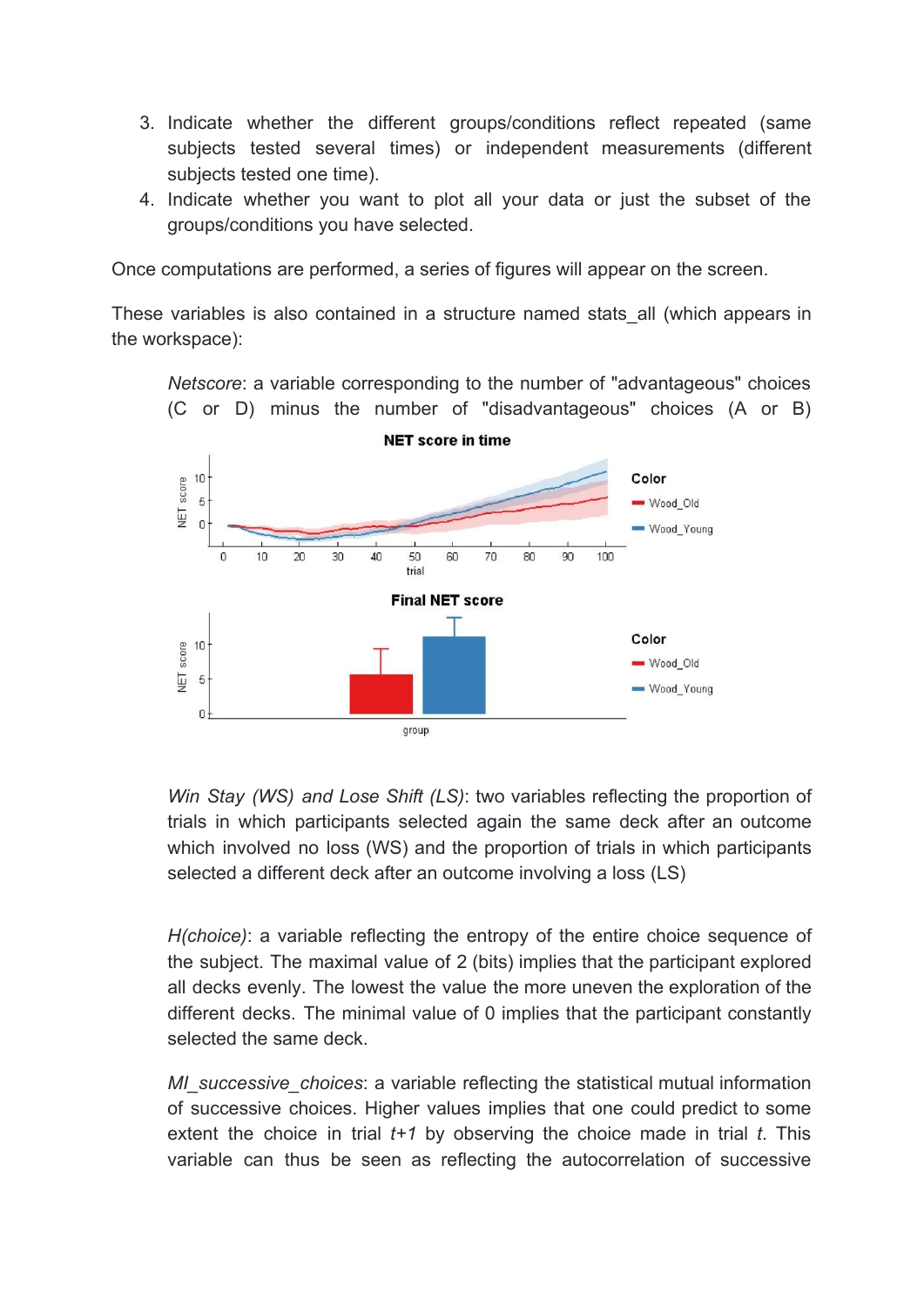3. Indicate whether the different groups/conditions reflect repeated (same subjects tested several times) or independent measurements (different subjects tested one time).
4. Indicate whether you want to plot all your data or just the subset of the groups/conditions you have selected.

Once computations are performed, a series of figures will appear on the screen.

These variables is also contained in a structure named stats_all (which appears in the workspace):

> *Netscore*: a variable corresponding to the number of "advantageous" choices (C or D) minus the number of "disadvantageous" choices (A or B)
>
> *Win Stay (WS) and Lose Shift (LS)*: two variables reflecting the proportion of trials in which participants selected again the same deck after an outcome which involved no loss (WS) and the proportion of trials in which participants selected a different deck after an outcome involving a loss (LS)
>
> *H(choice)*: a variable reflecting the entropy of the entire choice sequence of the subject. The maximal value of 2 (bits) implies that the participant explored all decks evenly. The lowest the value the more uneven the exploration of the different decks. The minimal value of 0 implies that the participant constantly selected the same deck.
>
> *MI_successive_choices*: a variable reflecting the statistical mutual information of successive choices. Higher values implies that one could predict to some extent the choice in trial *t+1* by observing the choice made in trial *t*. This variable can thus be seen as reflecting the autocorrelation of successive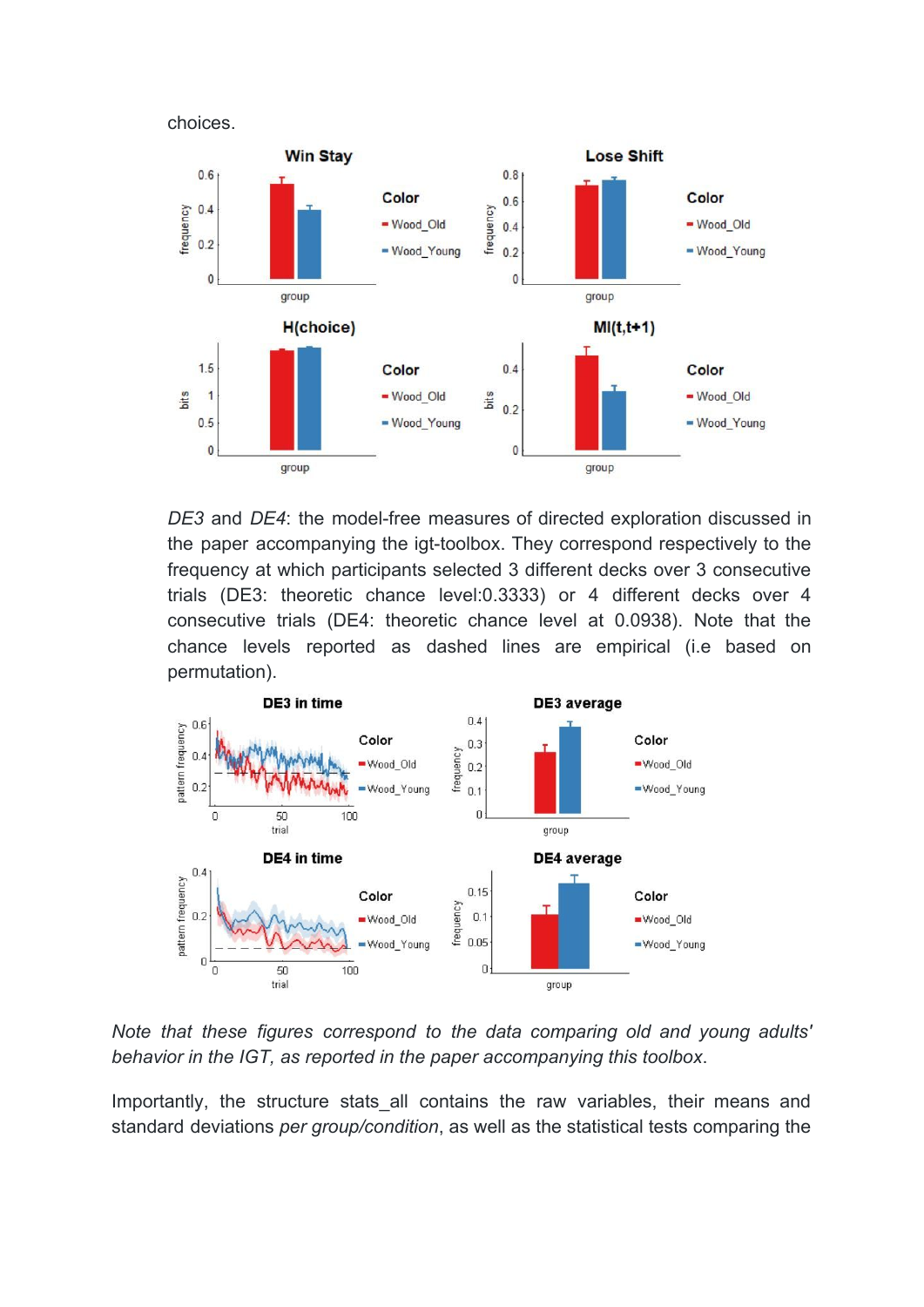choices.

*DE3* and *DE4*: the model-free measures of directed exploration discussed in the paper accompanying the igt-toolbox. They correspond respectively to the frequency at which participants selected 3 different decks over 3 consecutive trials (DE3: theoretic chance level:0.3333) or 4 different decks over 4 consecutive trials (DE4: theoretic chance level at 0.0938). Note that the chance levels reported as dashed lines are empirical (i.e based on permutation).

*Note that these figures correspond to the data comparing old and young adults' behavior in the IGT, as reported in the paper accompanying this toolbox.*

Importantly, the structure stats_all contains the raw variables, their means and standard deviations *per group/condition*, as well as the statistical tests comparing the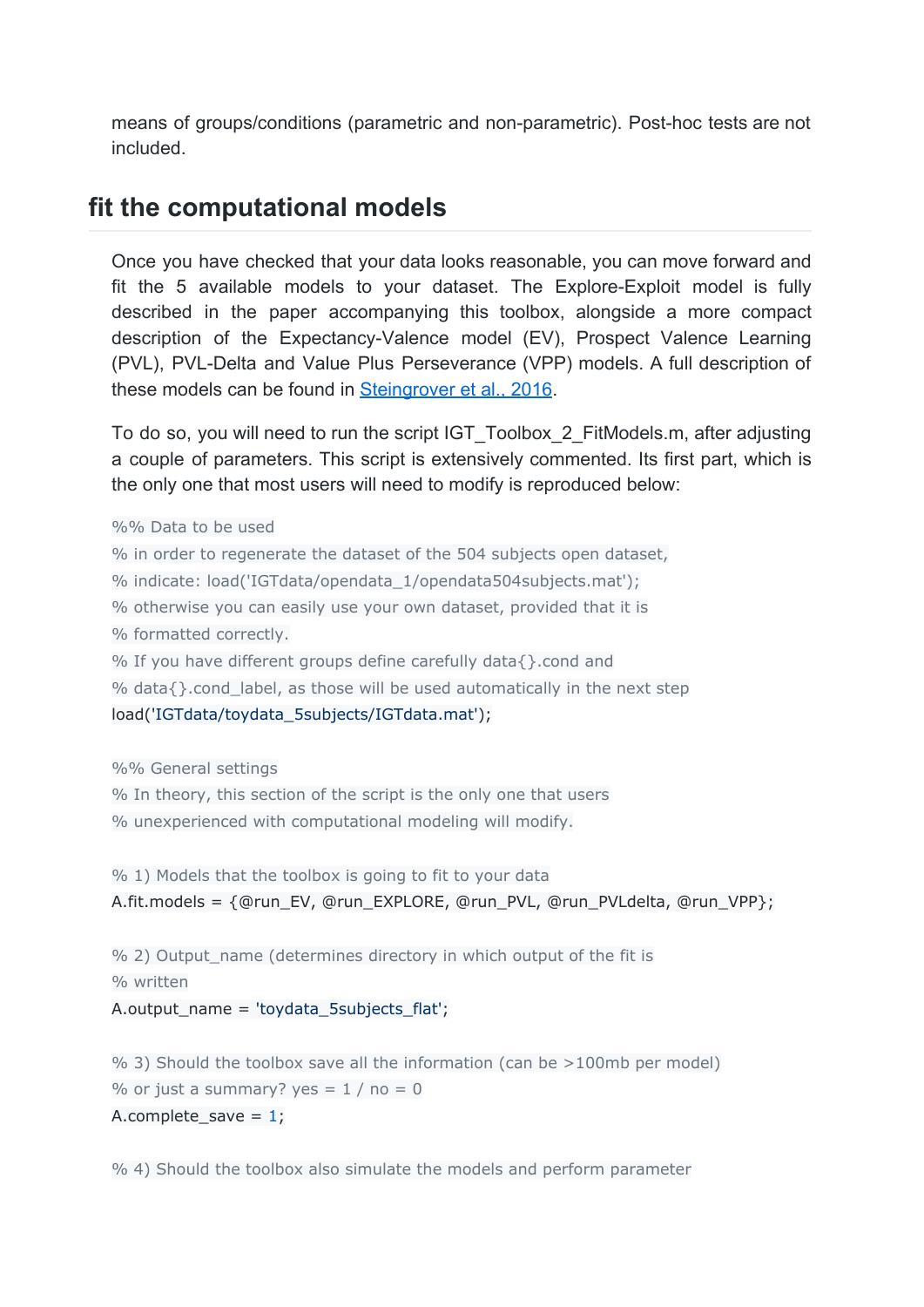means of groups/conditions (parametric and non-parametric). Post-hoc tests are not included.

## fit the computational models

Once you have checked that your data looks reasonable, you can move forward and fit the 5 available models to your dataset. The Explore-Exploit model is fully described in the paper accompanying this toolbox, alongside a more compact description of the Expectancy-Valence model (EV), Prospect Valence Learning (PVL), PVL-Delta and Value Plus Perseverance (VPP) models. A full description of these models can be found in [Steingrover et al., 2016](#).

To do so, you will need to run the script IGT_Toolbox_2_FitModels.m, after adjusting a couple of parameters. This script is extensively commented. Its first part, which is the only one that most users will need to modify is reproduced below:

```
%% Data to be used
% in order to regenerate the dataset of the 504 subjects open dataset,
% indicate: load('IGTdata/opendata_1/opendata504subjects.mat');
% otherwise you can easily use your own dataset, provided that it is
% formatted correctly.
% If you have different groups define carefully data{}.cond and
% data{}.cond_label, as those will be used automatically in the next step
load('IGTdata/toydata_5subjects/IGTdata.mat');

%% General settings
% In theory, this section of the script is the only one that users
% unexperienced with computational modeling will modify.

% 1) Models that the toolbox is going to fit to your data
A.fit.models = {@run_EV, @run_EXPLORE, @run_PVL, @run_PVLdelta, @run_VPP};

% 2) Output_name (determines directory in which output of the fit is
% written
A.output_name = 'toydata_5subjects_flat';

% 3) Should the toolbox save all the information (can be >100mb per model)
% or just a summary? yes = 1 / no = 0
A.complete_save = 1;

% 4) Should the toolbox also simulate the models and perform parameter
```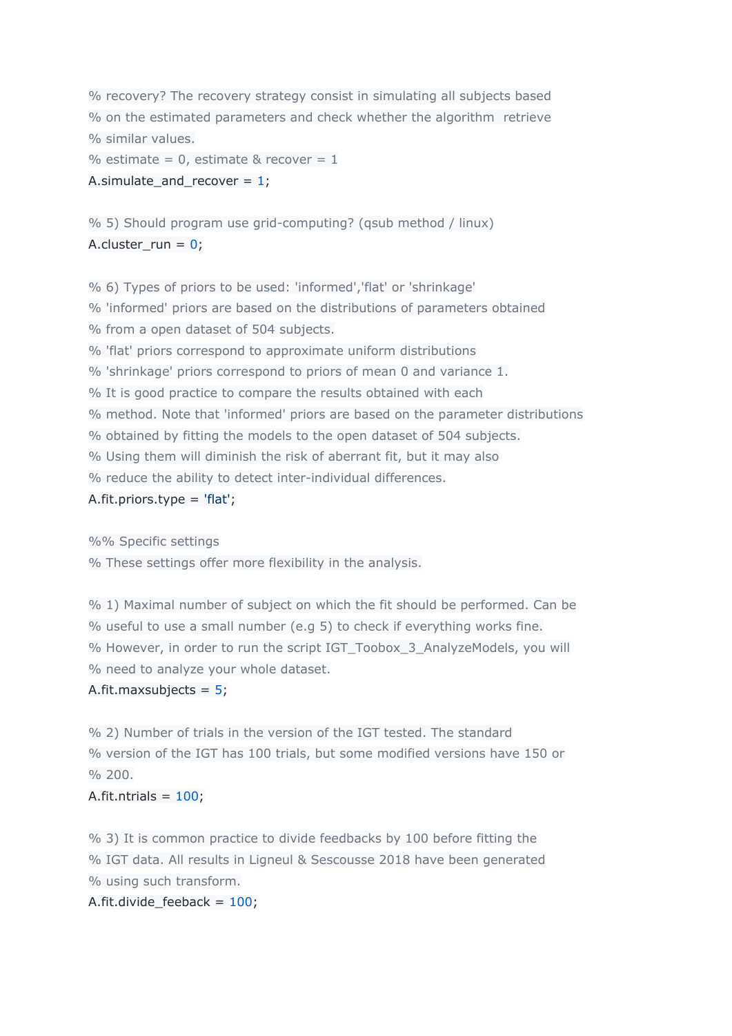```
% recovery? The recovery strategy consist in simulating all subjects based
% on the estimated parameters and check whether the algorithm  retrieve
% similar values.
% estimate = 0, estimate & recover = 1
A.simulate_and_recover = 1;

% 5) Should program use grid-computing? (qsub method / linux)
A.cluster_run = 0;

% 6) Types of priors to be used: 'informed','flat' or 'shrinkage'
% 'informed' priors are based on the distributions of parameters obtained
% from a open dataset of 504 subjects.
% 'flat' priors correspond to approximate uniform distributions
% 'shrinkage' priors correspond to priors of mean 0 and variance 1.
% It is good practice to compare the results obtained with each
% method. Note that 'informed' priors are based on the parameter distributions
% obtained by fitting the models to the open dataset of 504 subjects.
% Using them will diminish the risk of aberrant fit, but it may also
% reduce the ability to detect inter-individual differences.
A.fit.priors.type = 'flat';

%% Specific settings
% These settings offer more flexibility in the analysis.

% 1) Maximal number of subject on which the fit should be performed. Can be
% useful to use a small number (e.g 5) to check if everything works fine.
% However, in order to run the script IGT_Toobox_3_AnalyzeModels, you will
% need to analyze your whole dataset.
A.fit.maxsubjects = 5;

% 2) Number of trials in the version of the IGT tested. The standard
% version of the IGT has 100 trials, but some modified versions have 150 or
% 200.
A.fit.ntrials = 100;

% 3) It is common practice to divide feedbacks by 100 before fitting the
% IGT data. All results in Ligneul & Sescousse 2018 have been generated
% using such transform.
A.fit.divide_feeback = 100;
```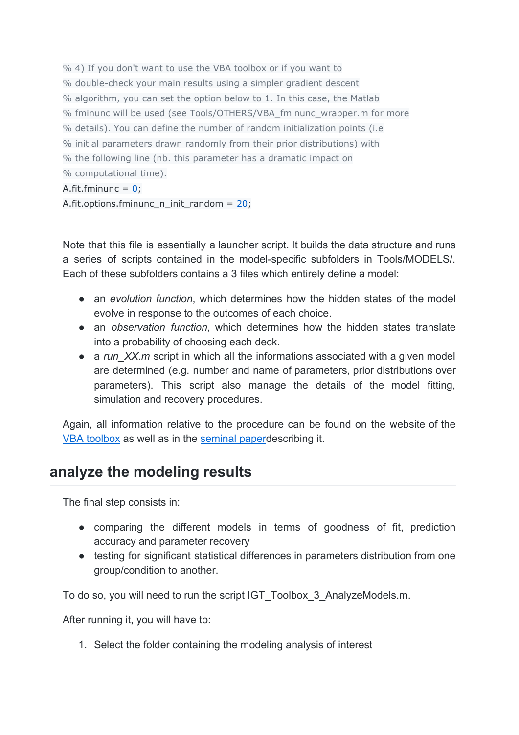```
% 4) If you don't want to use the VBA toolbox or if you want to
% double-check your main results using a simpler gradient descent
% algorithm, you can set the option below to 1. In this case, the Matlab
% fminunc will be used (see Tools/OTHERS/VBA_fminunc_wrapper.m for more
% details). You can define the number of random initialization points (i.e
% initial parameters drawn randomly from their prior distributions) with
% the following line (nb. this parameter has a dramatic impact on
% computational time).
A.fit.fminunc = 0;
A.fit.options.fminunc_n_init_random = 20;
```

Note that this file is essentially a launcher script. It builds the data structure and runs a series of scripts contained in the model-specific subfolders in Tools/MODELS/. Each of these subfolders contains a 3 files which entirely define a model:

- an *evolution function*, which determines how the hidden states of the model evolve in response to the outcomes of each choice.
- an *observation function*, which determines how the hidden states translate into a probability of choosing each deck.
- a *run_XX.m* script in which all the informations associated with a given model are determined (e.g. number and name of parameters, prior distributions over parameters). This script also manage the details of the model fitting, simulation and recovery procedures.

Again, all information relative to the procedure can be found on the website of the [VBA toolbox] as well as in the [seminal paper]describing it.

## analyze the modeling results

The final step consists in:

- comparing the different models in terms of goodness of fit, prediction accuracy and parameter recovery
- testing for significant statistical differences in parameters distribution from one group/condition to another.

To do so, you will need to run the script IGT_Toolbox_3_AnalyzeModels.m.

After running it, you will have to:

1. Select the folder containing the modeling analysis of interest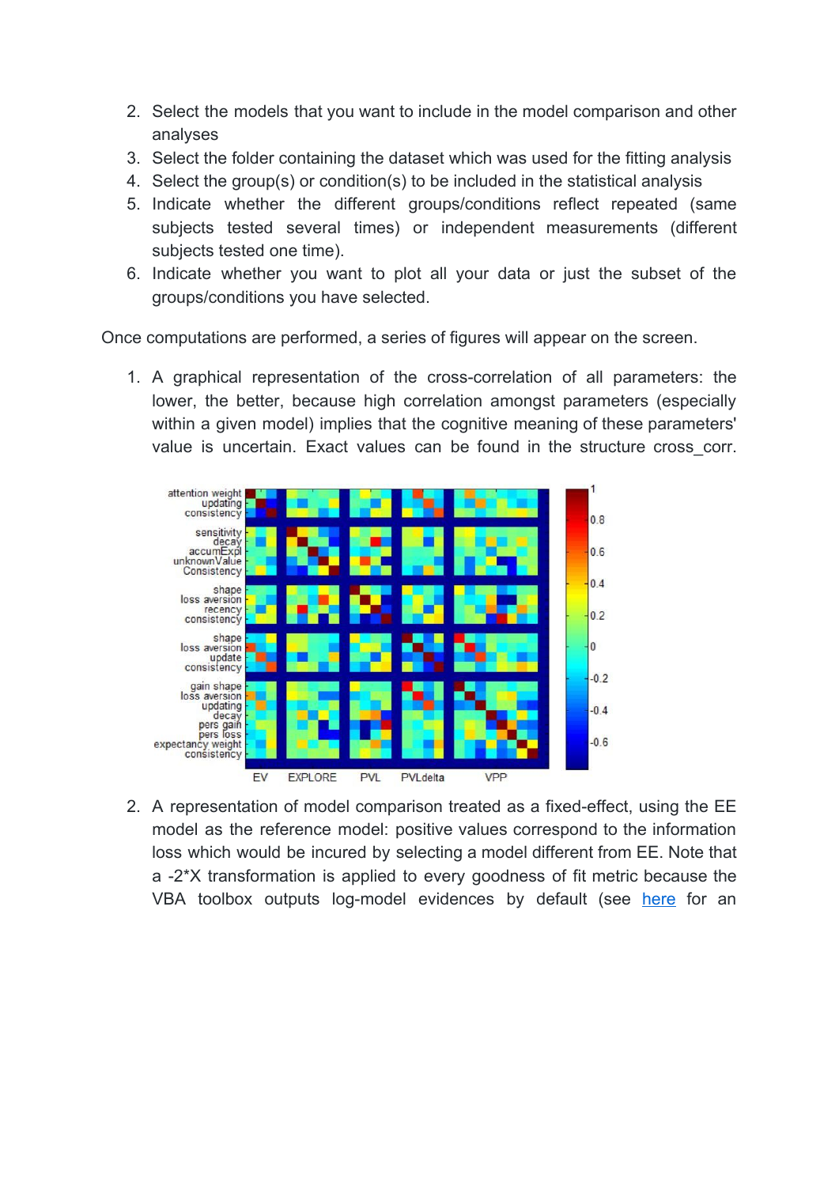2. Select the models that you want to include in the model comparison and other analyses
3. Select the folder containing the dataset which was used for the fitting analysis
4. Select the group(s) or condition(s) to be included in the statistical analysis
5. Indicate whether the different groups/conditions reflect repeated (same subjects tested several times) or independent measurements (different subjects tested one time).
6. Indicate whether you want to plot all your data or just the subset of the groups/conditions you have selected.

Once computations are performed, a series of figures will appear on the screen.

1. A graphical representation of the cross-correlation of all parameters: the lower, the better, because high correlation amongst parameters (especially within a given model) implies that the cognitive meaning of these parameters' value is uncertain. Exact values can be found in the structure cross_corr.

2. A representation of model comparison treated as a fixed-effect, using the EE model as the reference model: positive values correspond to the information loss which would be incured by selecting a model different from EE. Note that a -2*X transformation is applied to every goodness of fit metric because the VBA toolbox outputs log-model evidences by default (see here for an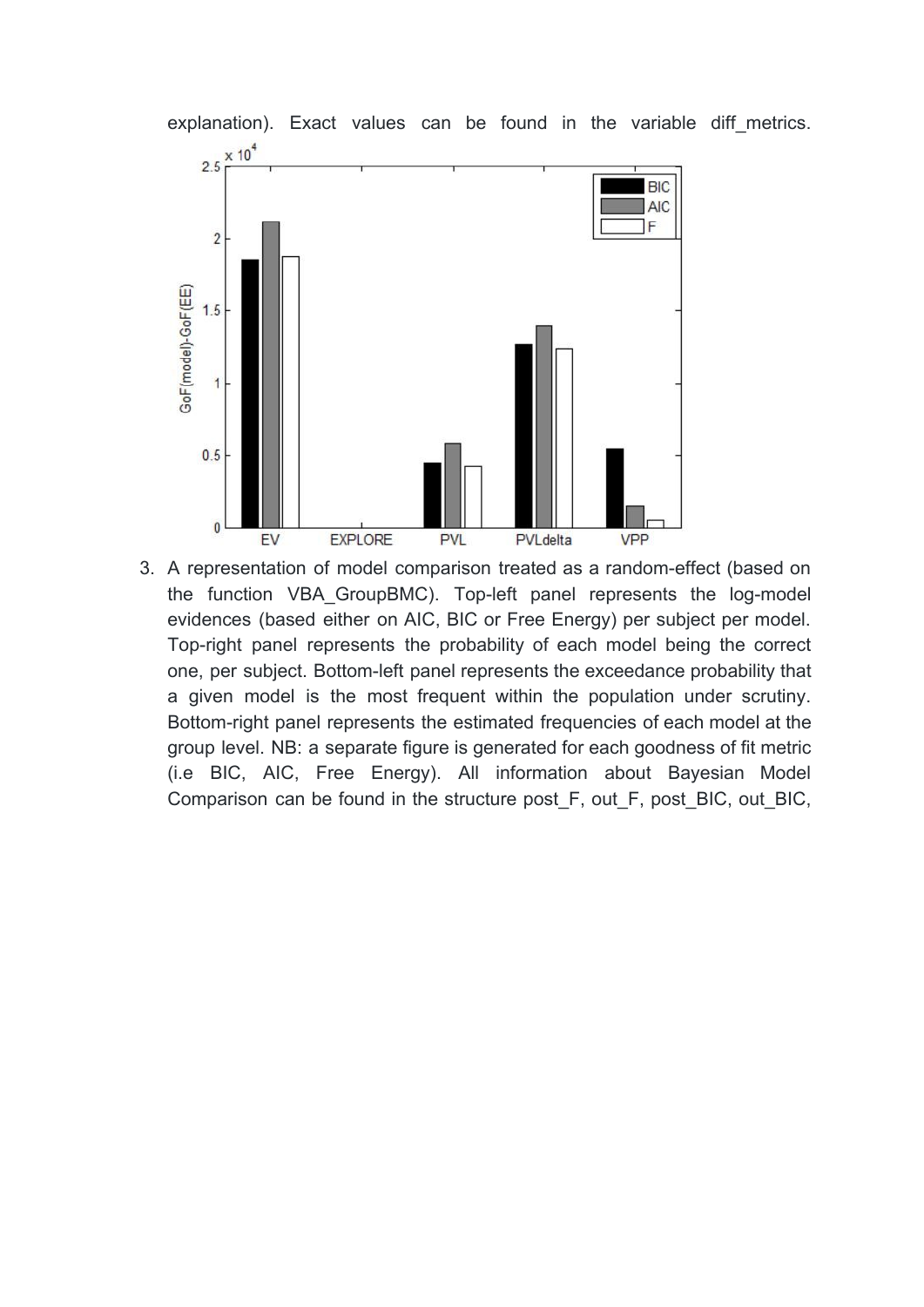explanation). Exact values can be found in the variable diff_metrics.

3. A representation of model comparison treated as a random-effect (based on the function VBA_GroupBMC). Top-left panel represents the log-model evidences (based either on AIC, BIC or Free Energy) per subject per model. Top-right panel represents the probability of each model being the correct one, per subject. Bottom-left panel represents the exceedance probability that a given model is the most frequent within the population under scrutiny. Bottom-right panel represents the estimated frequencies of each model at the group level. NB: a separate figure is generated for each goodness of fit metric (i.e BIC, AIC, Free Energy). All information about Bayesian Model Comparison can be found in the structure post_F, out_F, post_BIC, out_BIC,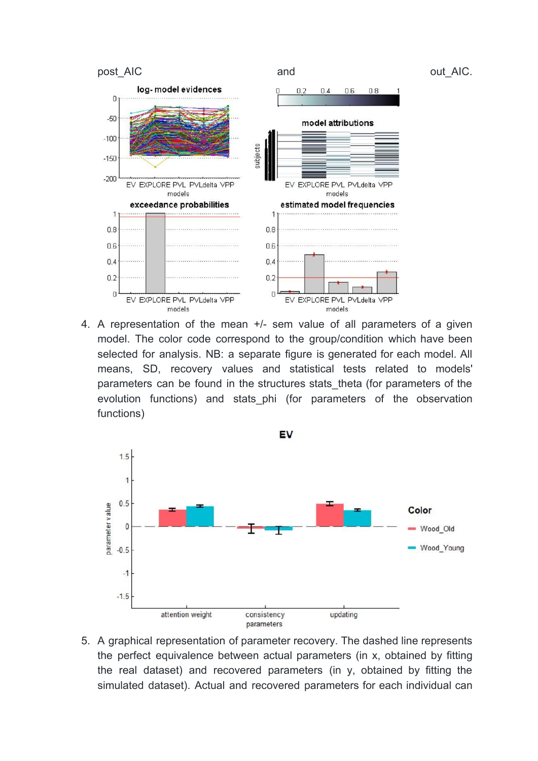post_AIC and out_AIC.

4. A representation of the mean +/- sem value of all parameters of a given model. The color code correspond to the group/condition which have been selected for analysis. NB: a separate figure is generated for each model. All means, SD, recovery values and statistical tests related to models' parameters can be found in the structures stats_theta (for parameters of the evolution functions) and stats_phi (for parameters of the observation functions)

5. A graphical representation of parameter recovery. The dashed line represents the perfect equivalence between actual parameters (in x, obtained by fitting the real dataset) and recovered parameters (in y, obtained by fitting the simulated dataset). Actual and recovered parameters for each individual can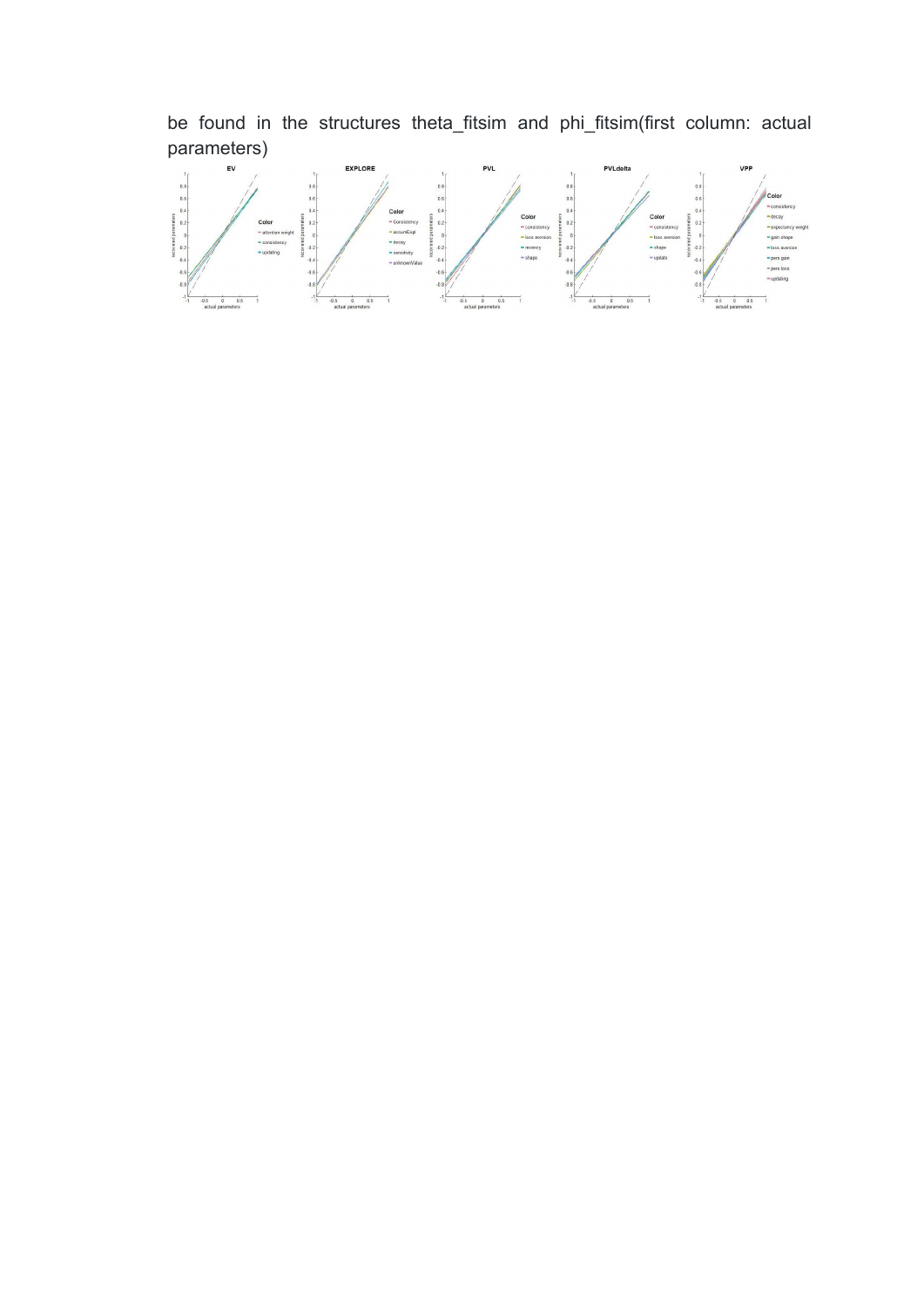be found in the structures theta_fitsim and phi_fitsim(first column: actual parameters)

EV

1
0.8
0.6
0.4
0.2
0
-0.2
-0.4
-0.6
-0.8
-1

recovered parameters

-1 -0.5 0 0.5 1

actual parameters

Color
attention weight
consistency
updating

EXPLORE

1
0.8
0.6
0.4
0.2
0
-0.2
-0.4
-0.6
-0.8
-1

recovered parameters

-1 -0.5 0 0.5 1

actual parameters

Color
Consistency
accumExpl
decay
sensitivity
unknownValue

PVL

1
0.8
0.6
0.4
0.2
0
-0.2
-0.4
-0.6
-0.8
-1

recovered parameters

-1 -0.5 0 0.5 1

actual parameters

Color
consistency
loss aversion
recency
shape

PVLdelta

1
0.8
0.6
0.4
0.2
0
-0.2
-0.4
-0.6
-0.8
-1

recovered parameters

-1 -0.5 0 0.5 1

actual parameters

Color
consistency
loss aversion
shape
update

VPP

1
0.8
0.6
0.4
0.2
0
-0.2
-0.4
-0.6
-0.8
-1

recovered parameters

-1 -0.5 0 0.5 1

actual parameters

Color
consistency
decay
expectancy weight
gain shape
loss aversion
pers gain
pers loss
updating